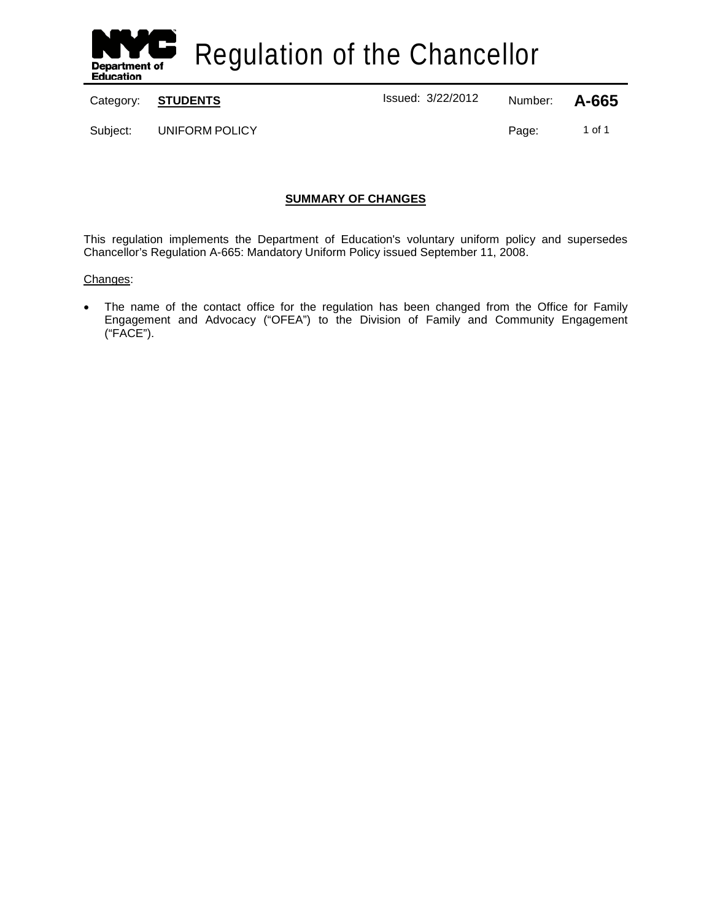# Regulation of the Chancellor

Category: **STUDENTS** | Issued: 3/22/2012 | Number: **A-665**

Subject: UNIFORM POLICY

## SUMMARY OF CHANGES

This regulation implements the Department of Education's voluntary uniform policy and supersedes Chancellor's Regulation A-665: Mandatory Uniform Policy issued September 11, 2008.

Changes:

- The name of the contact office for the regulation has been changed from the Office for Family Engagement and Advocacy ("OFEA") to the Division of Family and Community Engagement ("FACE").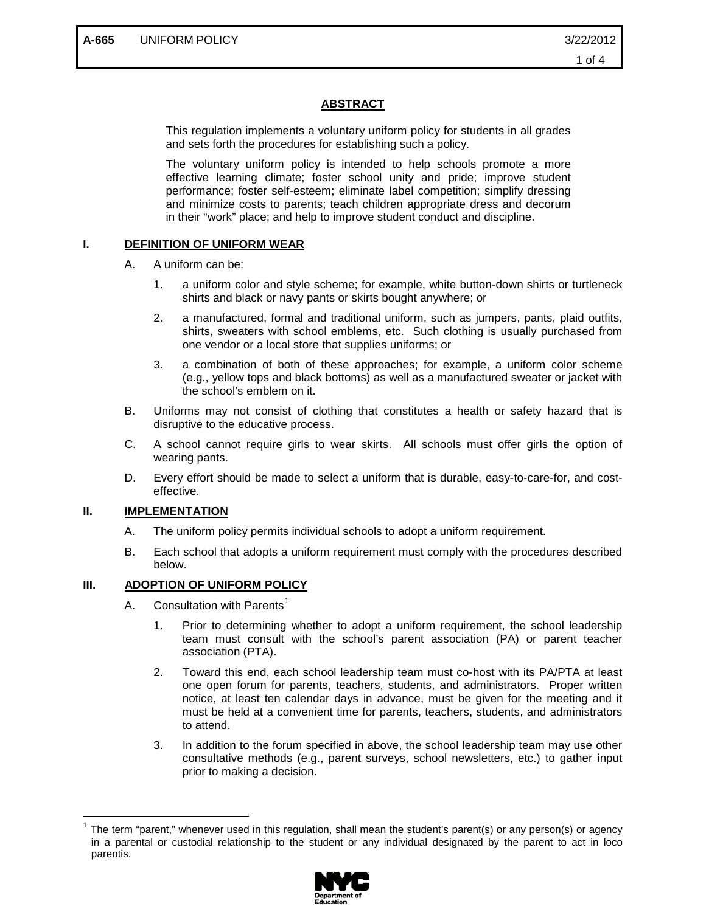A-665 UNIFORM POLICY 3/22/2012

## ABSTRACT

This regulation implements a voluntary uniform policy for students in all grades and sets forth the procedures for establishing such a policy.

The voluntary uniform policy is intended to help schools promote a more effective learning climate; foster school unity and pride; improve student performance; foster self-esteem; eliminate label competition; simplify dressing and minimize costs to parents; teach children appropriate dress and decorum in their "work" place; and help to improve student conduct and discipline.

## I. DEFINITION OF UNIFORM WEAR

A. A uniform can be:

1. a uniform color and style scheme; for example, white button-down shirts or turtleneck shirts and black or navy pants or skirts bought anywhere; or
2. a manufactured, formal and traditional uniform, such as jumpers, pants, plaid outfits, shirts, sweaters with school emblems, etc. Such clothing is usually purchased from one vendor or a local store that supplies uniforms; or
3. a combination of both of these approaches; for example, a uniform color scheme (e.g., yellow tops and black bottoms) as well as a manufactured sweater or jacket with the school's emblem on it.

B. Uniforms may not consist of clothing that constitutes a health or safety hazard that is disruptive to the educative process.

C. A school cannot require girls to wear skirts. All schools must offer girls the option of wearing pants.

D. Every effort should be made to select a uniform that is durable, easy-to-care-for, and cost-effective.

## II. IMPLEMENTATION

A. The uniform policy permits individual schools to adopt a uniform requirement.

B. Each school that adopts a uniform requirement must comply with the procedures described below.

## III. ADOPTION OF UNIFORM POLICY

A. Consultation with Parents[1]

1. Prior to determining whether to adopt a uniform requirement, the school leadership team must consult with the school's parent association (PA) or parent teacher association (PTA).
2. Toward this end, each school leadership team must co-host with its PA/PTA at least one open forum for parents, teachers, students, and administrators. Proper written notice, at least ten calendar days in advance, must be given for the meeting and it must be held at a convenient time for parents, teachers, students, and administrators to attend.
3. In addition to the forum specified in above, the school leadership team may use other consultative methods (e.g., parent surveys, school newsletters, etc.) to gather input prior to making a decision.

[1] The term "parent," whenever used in this regulation, shall mean the student's parent(s) or any person(s) or agency in a parental or custodial relationship to the student or any individual designated by the parent to act in loco parentis.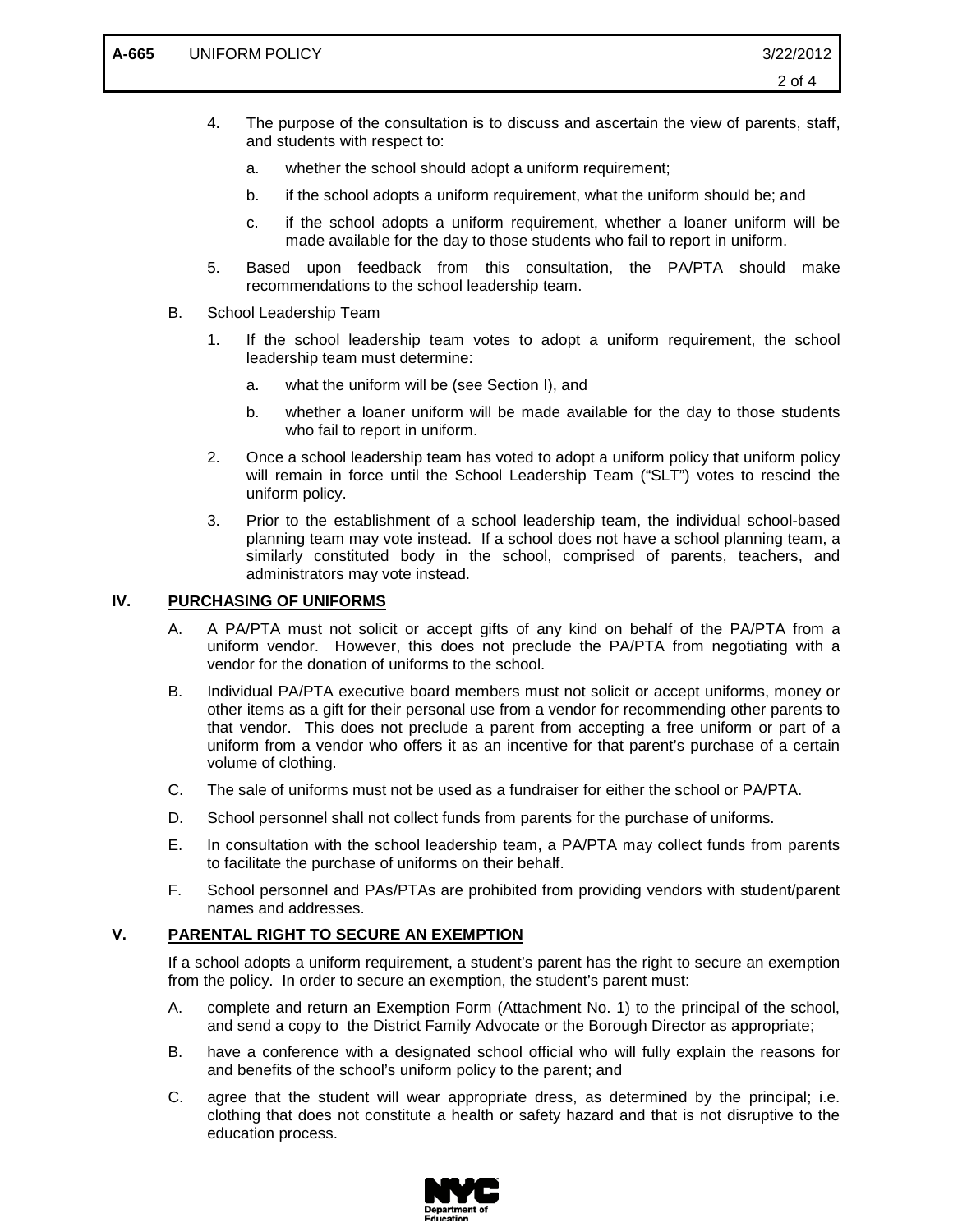4. The purpose of the consultation is to discuss and ascertain the view of parents, staff, and students with respect to:

   a. whether the school should adopt a uniform requirement;

   b. if the school adopts a uniform requirement, what the uniform should be; and

   c. if the school adopts a uniform requirement, whether a loaner uniform will be made available for the day to those students who fail to report in uniform.

5. Based upon feedback from this consultation, the PA/PTA should make recommendations to the school leadership team.

B. School Leadership Team

1. If the school leadership team votes to adopt a uniform requirement, the school leadership team must determine:

   a. what the uniform will be (see Section I), and

   b. whether a loaner uniform will be made available for the day to those students who fail to report in uniform.

2. Once a school leadership team has voted to adopt a uniform policy that uniform policy will remain in force until the School Leadership Team ("SLT") votes to rescind the uniform policy.

3. Prior to the establishment of a school leadership team, the individual school-based planning team may vote instead. If a school does not have a school planning team, a similarly constituted body in the school, comprised of parents, teachers, and administrators may vote instead.

## IV. PURCHASING OF UNIFORMS

A. A PA/PTA must not solicit or accept gifts of any kind on behalf of the PA/PTA from a uniform vendor. However, this does not preclude the PA/PTA from negotiating with a vendor for the donation of uniforms to the school.

B. Individual PA/PTA executive board members must not solicit or accept uniforms, money or other items as a gift for their personal use from a vendor for recommending other parents to that vendor. This does not preclude a parent from accepting a free uniform or part of a uniform from a vendor who offers it as an incentive for that parent's purchase of a certain volume of clothing.

C. The sale of uniforms must not be used as a fundraiser for either the school or PA/PTA.

D. School personnel shall not collect funds from parents for the purchase of uniforms.

E. In consultation with the school leadership team, a PA/PTA may collect funds from parents to facilitate the purchase of uniforms on their behalf.

F. School personnel and PAs/PTAs are prohibited from providing vendors with student/parent names and addresses.

## V. PARENTAL RIGHT TO SECURE AN EXEMPTION

If a school adopts a uniform requirement, a student's parent has the right to secure an exemption from the policy. In order to secure an exemption, the student's parent must:

A. complete and return an Exemption Form (Attachment No. 1) to the principal of the school, and send a copy to the District Family Advocate or the Borough Director as appropriate;

B. have a conference with a designated school official who will fully explain the reasons for and benefits of the school's uniform policy to the parent; and

C. agree that the student will wear appropriate dress, as determined by the principal; i.e. clothing that does not constitute a health or safety hazard and that is not disruptive to the education process.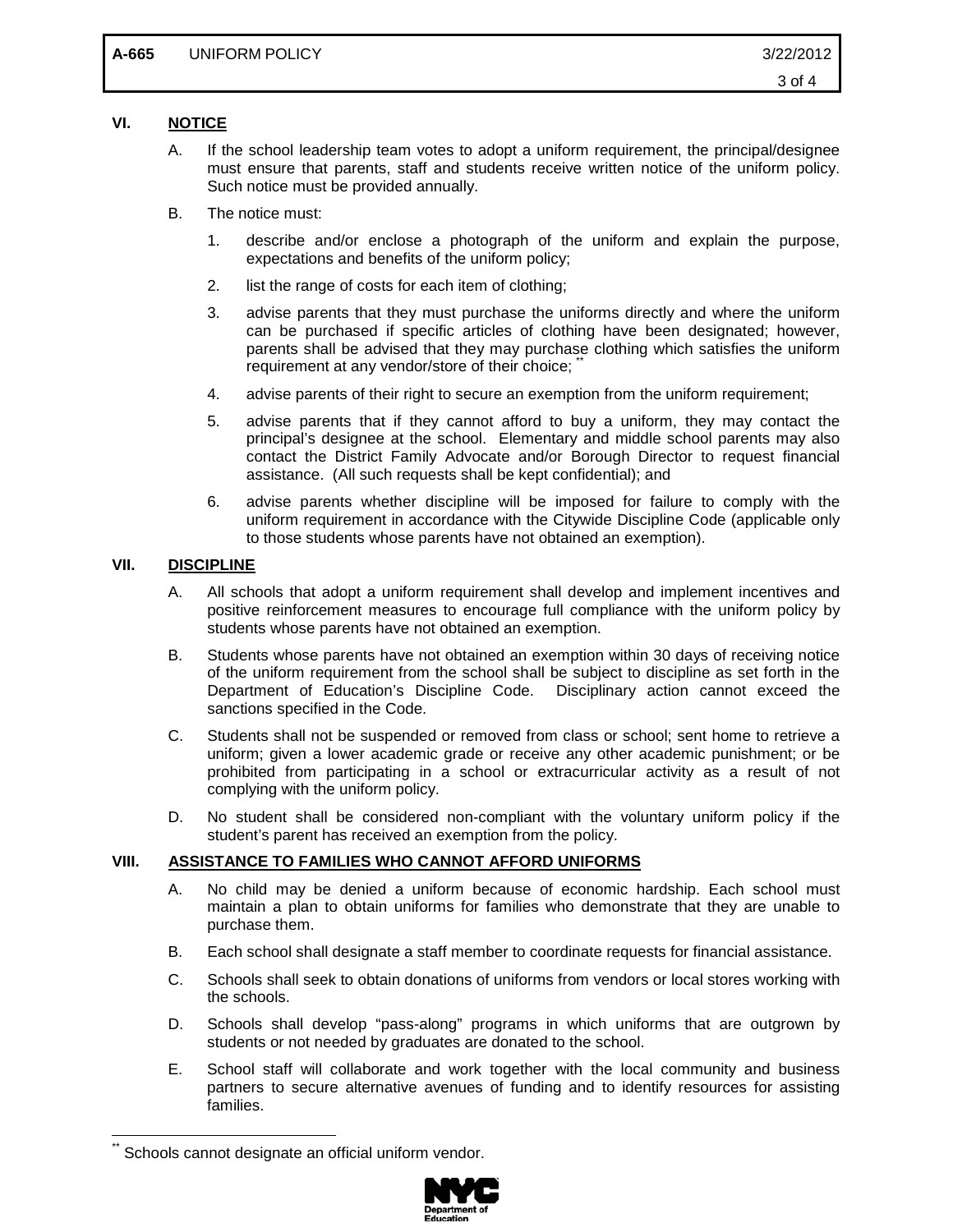## VI. NOTICE

A. If the school leadership team votes to adopt a uniform requirement, the principal/designee must ensure that parents, staff and students receive written notice of the uniform policy. Such notice must be provided annually.

B. The notice must:

1. describe and/or enclose a photograph of the uniform and explain the purpose, expectations and benefits of the uniform policy;
2. list the range of costs for each item of clothing;
3. advise parents that they must purchase the uniforms directly and where the uniform can be purchased if specific articles of clothing have been designated; however, parents shall be advised that they may purchase clothing which satisfies the uniform requirement at any vendor/store of their choice; [**]
4. advise parents of their right to secure an exemption from the uniform requirement;
5. advise parents that if they cannot afford to buy a uniform, they may contact the principal's designee at the school. Elementary and middle school parents may also contact the District Family Advocate and/or Borough Director to request financial assistance. (All such requests shall be kept confidential); and
6. advise parents whether discipline will be imposed for failure to comply with the uniform requirement in accordance with the Citywide Discipline Code (applicable only to those students whose parents have not obtained an exemption).

## VII. DISCIPLINE

A. All schools that adopt a uniform requirement shall develop and implement incentives and positive reinforcement measures to encourage full compliance with the uniform policy by students whose parents have not obtained an exemption.

B. Students whose parents have not obtained an exemption within 30 days of receiving notice of the uniform requirement from the school shall be subject to discipline as set forth in the Department of Education's Discipline Code. Disciplinary action cannot exceed the sanctions specified in the Code.

C. Students shall not be suspended or removed from class or school; sent home to retrieve a uniform; given a lower academic grade or receive any other academic punishment; or be prohibited from participating in a school or extracurricular activity as a result of not complying with the uniform policy.

D. No student shall be considered non-compliant with the voluntary uniform policy if the student's parent has received an exemption from the policy.

## VIII. ASSISTANCE TO FAMILIES WHO CANNOT AFFORD UNIFORMS

A. No child may be denied a uniform because of economic hardship. Each school must maintain a plan to obtain uniforms for families who demonstrate that they are unable to purchase them.

B. Each school shall designate a staff member to coordinate requests for financial assistance.

C. Schools shall seek to obtain donations of uniforms from vendors or local stores working with the schools.

D. Schools shall develop "pass-along" programs in which uniforms that are outgrown by students or not needed by graduates are donated to the school.

E. School staff will collaborate and work together with the local community and business partners to secure alternative avenues of funding and to identify resources for assisting families.

---

[**] Schools cannot designate an official uniform vendor.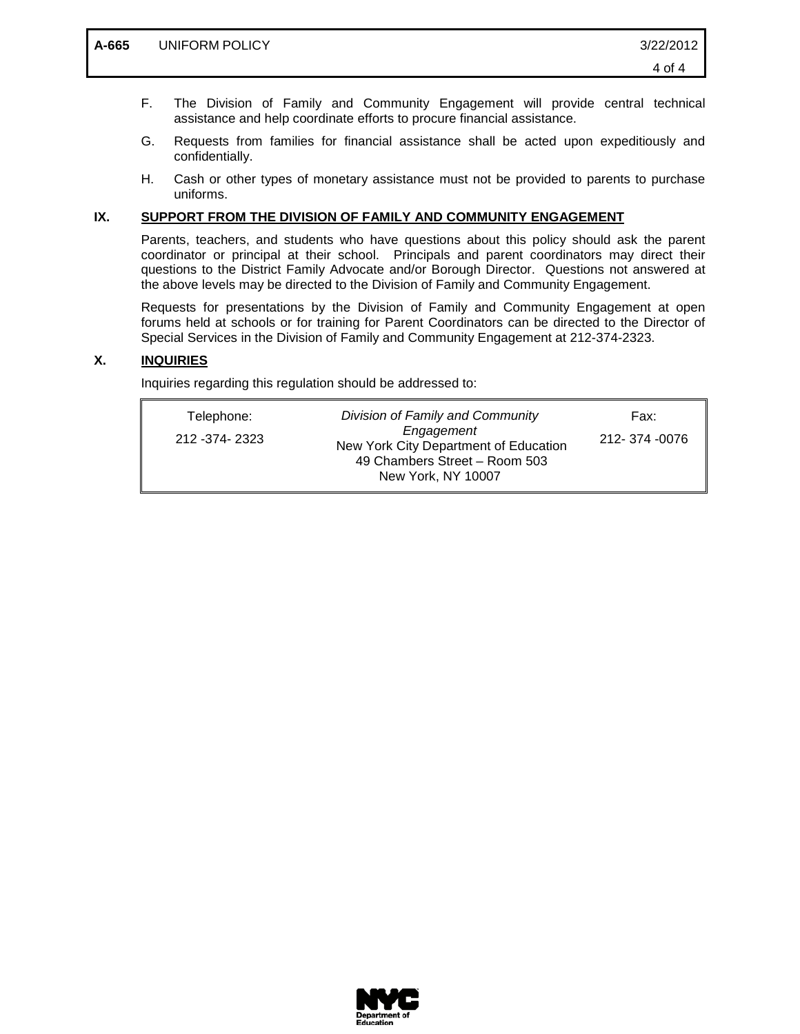F. The Division of Family and Community Engagement will provide central technical assistance and help coordinate efforts to procure financial assistance.

G. Requests from families for financial assistance shall be acted upon expeditiously and confidentially.

H. Cash or other types of monetary assistance must not be provided to parents to purchase uniforms.

## IX. SUPPORT FROM THE DIVISION OF FAMILY AND COMMUNITY ENGAGEMENT

Parents, teachers, and students who have questions about this policy should ask the parent coordinator or principal at their school. Principals and parent coordinators may direct their questions to the District Family Advocate and/or Borough Director. Questions not answered at the above levels may be directed to the Division of Family and Community Engagement.

Requests for presentations by the Division of Family and Community Engagement at open forums held at schools or for training for Parent Coordinators can be directed to the Director of Special Services in the Division of Family and Community Engagement at 212-374-2323.

## X. INQUIRIES

Inquiries regarding this regulation should be addressed to:

| Telephone: | *Division of Family and Community Engagement* | Fax: |
|---|---|---|
| 212 -374- 2323 | New York City Department of Education<br>49 Chambers Street – Room 503<br>New York, NY 10007 | 212- 374 -0076 |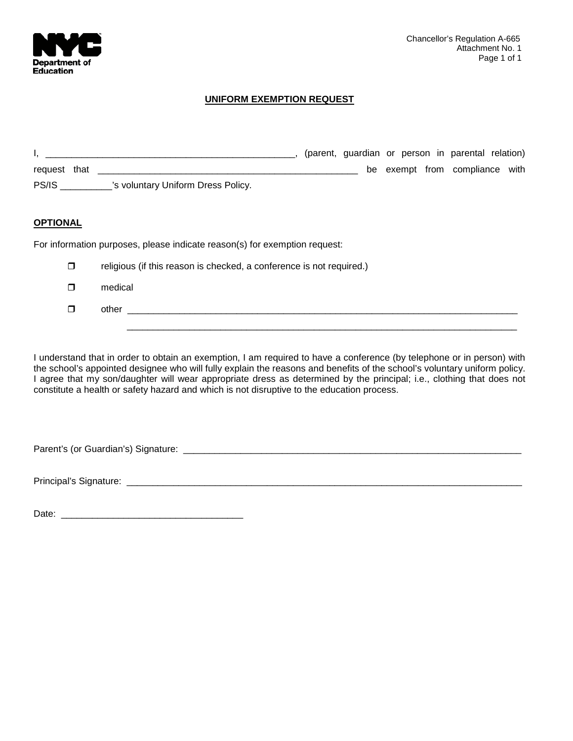Chancellor's Regulation A-665
Attachment No. 1

## UNIFORM EXEMPTION REQUEST

I, _______________________________________________, (parent, guardian or person in parental relation) request that _________________________________________________ be exempt from compliance with PS/IS __________'s voluntary Uniform Dress Policy.

**OPTIONAL**

For information purposes, please indicate reason(s) for exemption request:

- ☐ religious (if this reason is checked, a conference is not required.)
- ☐ medical
- ☐ other ___________________________________________________________________________
  ___________________________________________________________________________

I understand that in order to obtain an exemption, I am required to have a conference (by telephone or in person) with the school's appointed designee who will fully explain the reasons and benefits of the school's voluntary uniform policy. I agree that my son/daughter will wear appropriate dress as determined by the principal; i.e., clothing that does not constitute a health or safety hazard and which is not disruptive to the education process.

Parent's (or Guardian's) Signature: _________________________________________________________________

Principal's Signature: ___________________________________________________________________________

Date: __________________________________